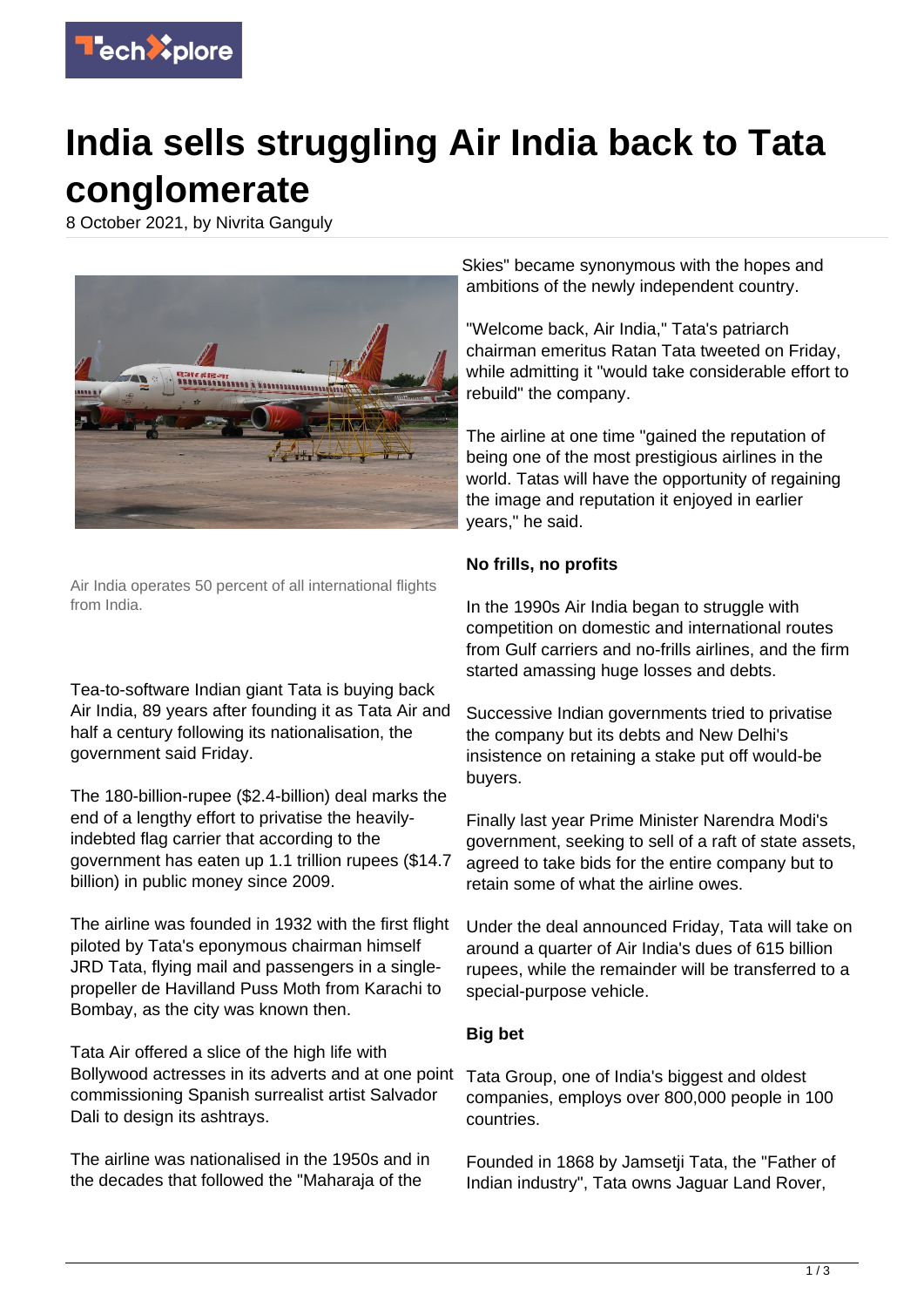# India sells struggling Air India back to Tata conglomerate

8 October 2021, by Nivrita Ganguly

Air India operates 50 percent of all international flights from India.

Tea-to-software Indian giant Tata is buying back Air India, 89 years after founding it as Tata Air and half a century following its nationalisation, the government said Friday.

The 180-billion-rupee ($2.4-billion) deal marks the end of a lengthy effort to privatise the heavily-indebted flag carrier that according to the government has eaten up 1.1 trillion rupees ($14.7 billion) in public money since 2009.

The airline was founded in 1932 with the first flight piloted by Tata's eponymous chairman himself JRD Tata, flying mail and passengers in a single-propeller de Havilland Puss Moth from Karachi to Bombay, as the city was known then.

Tata Air offered a slice of the high life with Bollywood actresses in its adverts and at one point commissioning Spanish surrealist artist Salvador Dali to design its ashtrays.

The airline was nationalised in the 1950s and in the decades that followed the "Maharaja of the Skies" became synonymous with the hopes and ambitions of the newly independent country.

"Welcome back, Air India," Tata's patriarch chairman emeritus Ratan Tata tweeted on Friday, while admitting it "would take considerable effort to rebuild" the company.

The airline at one time "gained the reputation of being one of the most prestigious airlines in the world. Tatas will have the opportunity of regaining the image and reputation it enjoyed in earlier years," he said.

### No frills, no profits

In the 1990s Air India began to struggle with competition on domestic and international routes from Gulf carriers and no-frills airlines, and the firm started amassing huge losses and debts.

Successive Indian governments tried to privatise the company but its debts and New Delhi's insistence on retaining a stake put off would-be buyers.

Finally last year Prime Minister Narendra Modi's government, seeking to sell of a raft of state assets, agreed to take bids for the entire company but to retain some of what the airline owes.

Under the deal announced Friday, Tata will take on around a quarter of Air India's dues of 615 billion rupees, while the remainder will be transferred to a special-purpose vehicle.

### Big bet

Tata Group, one of India's biggest and oldest companies, employs over 800,000 people in 100 countries.

Founded in 1868 by Jamsetji Tata, the "Father of Indian industry", Tata owns Jaguar Land Rover,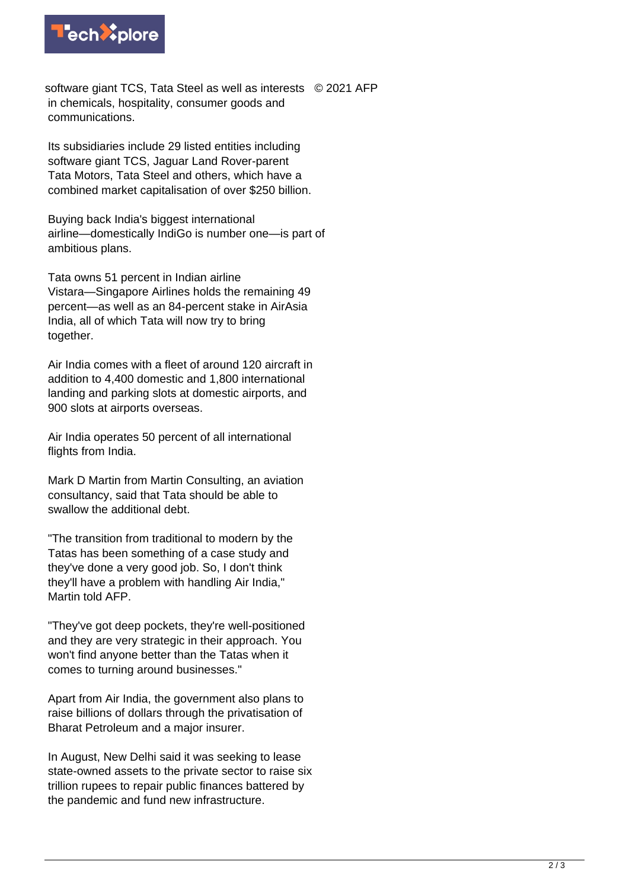software giant TCS, Tata Steel as well as interests in chemicals, hospitality, consumer goods and communications.

Its subsidiaries include 29 listed entities including software giant TCS, Jaguar Land Rover-parent Tata Motors, Tata Steel and others, which have a combined market capitalisation of over $250 billion.

Buying back India's biggest international airline—domestically IndiGo is number one—is part of ambitious plans.

Tata owns 51 percent in Indian airline Vistara—Singapore Airlines holds the remaining 49 percent—as well as an 84-percent stake in AirAsia India, all of which Tata will now try to bring together.

Air India comes with a fleet of around 120 aircraft in addition to 4,400 domestic and 1,800 international landing and parking slots at domestic airports, and 900 slots at airports overseas.

Air India operates 50 percent of all international flights from India.

Mark D Martin from Martin Consulting, an aviation consultancy, said that Tata should be able to swallow the additional debt.

"The transition from traditional to modern by the Tatas has been something of a case study and they've done a very good job. So, I don't think they'll have a problem with handling Air India," Martin told AFP.

"They've got deep pockets, they're well-positioned and they are very strategic in their approach. You won't find anyone better than the Tatas when it comes to turning around businesses."

Apart from Air India, the government also plans to raise billions of dollars through the privatisation of Bharat Petroleum and a major insurer.

In August, New Delhi said it was seeking to lease state-owned assets to the private sector to raise six trillion rupees to repair public finances battered by the pandemic and fund new infrastructure.

© 2021 AFP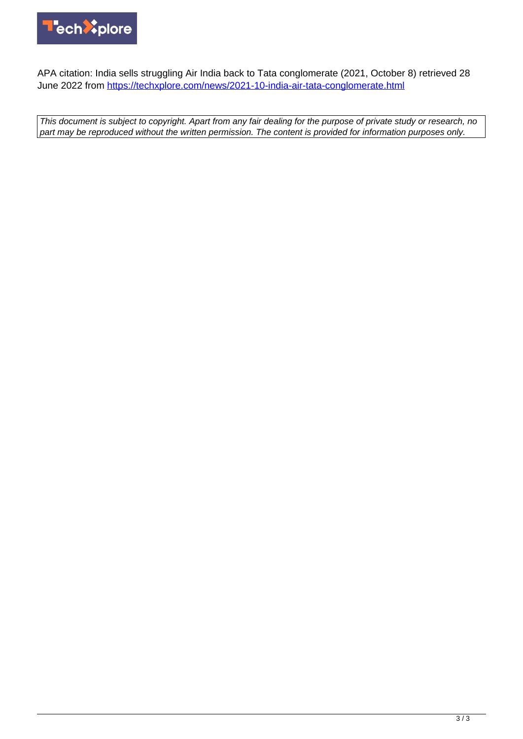APA citation: India sells struggling Air India back to Tata conglomerate (2021, October 8) retrieved 28 June 2022 from https://techxplore.com/news/2021-10-india-air-tata-conglomerate.html

*This document is subject to copyright. Apart from any fair dealing for the purpose of private study or research, no part may be reproduced without the written permission. The content is provided for information purposes only.*